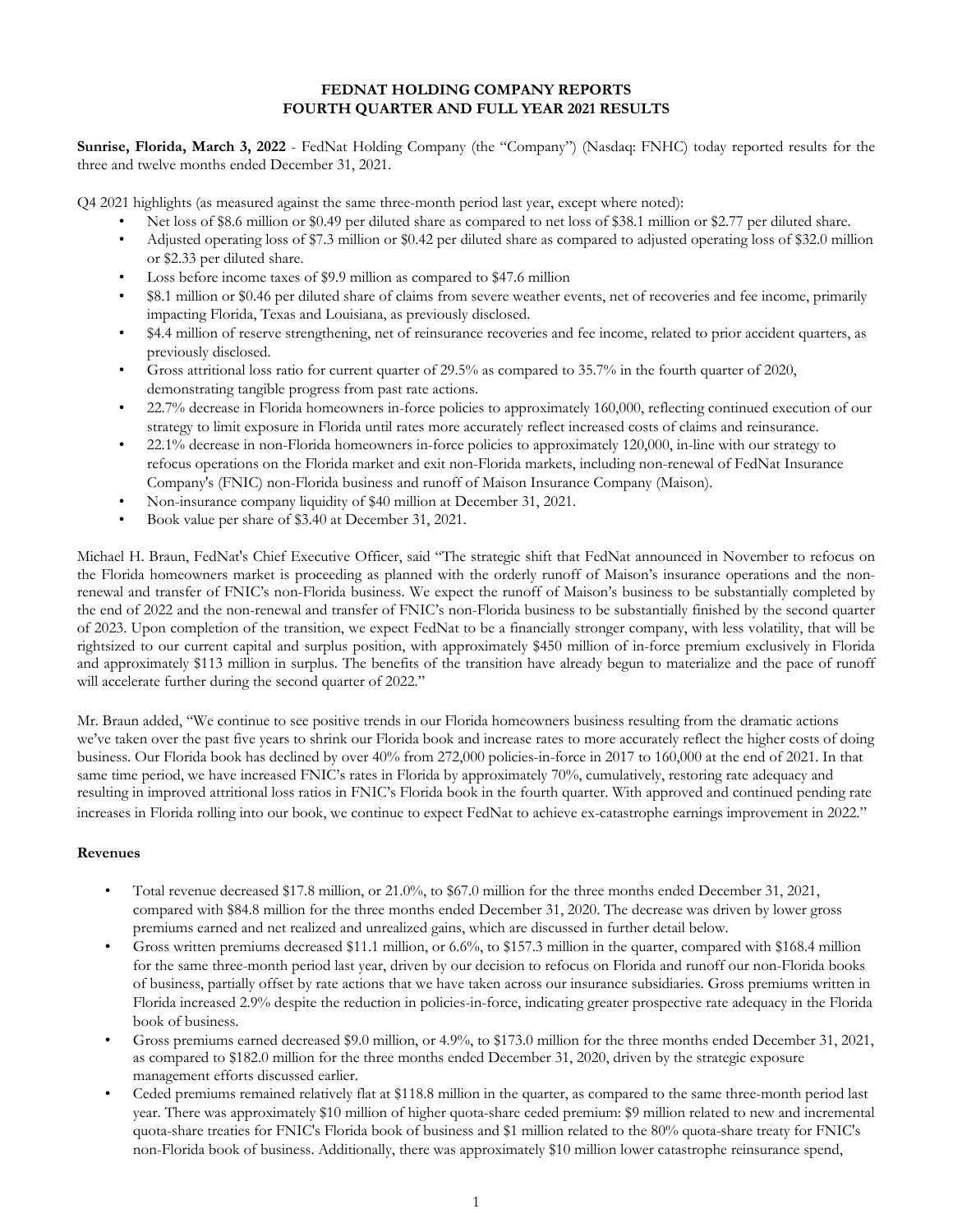**FEDNAT HOLDING COMPANY REPORTS**
**FOURTH QUARTER AND FULL YEAR 2021 RESULTS**

**Sunrise, Florida, March 3, 2022** - FedNat Holding Company (the "Company") (Nasdaq: FNHC) today reported results for the three and twelve months ended December 31, 2021.

Q4 2021 highlights (as measured against the same three-month period last year, except where noted):

- Net loss of $8.6 million or $0.49 per diluted share as compared to net loss of $38.1 million or $2.77 per diluted share.
- Adjusted operating loss of $7.3 million or $0.42 per diluted share as compared to adjusted operating loss of $32.0 million or $2.33 per diluted share.
- Loss before income taxes of $9.9 million as compared to $47.6 million
- $8.1 million or $0.46 per diluted share of claims from severe weather events, net of recoveries and fee income, primarily impacting Florida, Texas and Louisiana, as previously disclosed.
- $4.4 million of reserve strengthening, net of reinsurance recoveries and fee income, related to prior accident quarters, as previously disclosed.
- Gross attritional loss ratio for current quarter of 29.5% as compared to 35.7% in the fourth quarter of 2020, demonstrating tangible progress from past rate actions.
- 22.7% decrease in Florida homeowners in-force policies to approximately 160,000, reflecting continued execution of our strategy to limit exposure in Florida until rates more accurately reflect increased costs of claims and reinsurance.
- 22.1% decrease in non-Florida homeowners in-force policies to approximately 120,000, in-line with our strategy to refocus operations on the Florida market and exit non-Florida markets, including non-renewal of FedNat Insurance Company's (FNIC) non-Florida business and runoff of Maison Insurance Company (Maison).
- Non-insurance company liquidity of $40 million at December 31, 2021.
- Book value per share of $3.40 at December 31, 2021.

Michael H. Braun, FedNat's Chief Executive Officer, said "The strategic shift that FedNat announced in November to refocus on the Florida homeowners market is proceeding as planned with the orderly runoff of Maison's insurance operations and the non-renewal and transfer of FNIC's non-Florida business. We expect the runoff of Maison's business to be substantially completed by the end of 2022 and the non-renewal and transfer of FNIC's non-Florida business to be substantially finished by the second quarter of 2023. Upon completion of the transition, we expect FedNat to be a financially stronger company, with less volatility, that will be rightsized to our current capital and surplus position, with approximately $450 million of in-force premium exclusively in Florida and approximately $113 million in surplus. The benefits of the transition have already begun to materialize and the pace of runoff will accelerate further during the second quarter of 2022."

Mr. Braun added, "We continue to see positive trends in our Florida homeowners business resulting from the dramatic actions we've taken over the past five years to shrink our Florida book and increase rates to more accurately reflect the higher costs of doing business. Our Florida book has declined by over 40% from 272,000 policies-in-force in 2017 to 160,000 at the end of 2021. In that same time period, we have increased FNIC's rates in Florida by approximately 70%, cumulatively, restoring rate adequacy and resulting in improved attritional loss ratios in FNIC's Florida book in the fourth quarter. With approved and continued pending rate increases in Florida rolling into our book, we continue to expect FedNat to achieve ex-catastrophe earnings improvement in 2022."

**Revenues**

- Total revenue decreased $17.8 million, or 21.0%, to $67.0 million for the three months ended December 31, 2021, compared with $84.8 million for the three months ended December 31, 2020. The decrease was driven by lower gross premiums earned and net realized and unrealized gains, which are discussed in further detail below.
- Gross written premiums decreased $11.1 million, or 6.6%, to $157.3 million in the quarter, compared with $168.4 million for the same three-month period last year, driven by our decision to refocus on Florida and runoff our non-Florida books of business, partially offset by rate actions that we have taken across our insurance subsidiaries. Gross premiums written in Florida increased 2.9% despite the reduction in policies-in-force, indicating greater prospective rate adequacy in the Florida book of business.
- Gross premiums earned decreased $9.0 million, or 4.9%, to $173.0 million for the three months ended December 31, 2021, as compared to $182.0 million for the three months ended December 31, 2020, driven by the strategic exposure management efforts discussed earlier.
- Ceded premiums remained relatively flat at $118.8 million in the quarter, as compared to the same three-month period last year. There was approximately $10 million of higher quota-share ceded premium: $9 million related to new and incremental quota-share treaties for FNIC's Florida book of business and $1 million related to the 80% quota-share treaty for FNIC's non-Florida book of business. Additionally, there was approximately $10 million lower catastrophe reinsurance spend,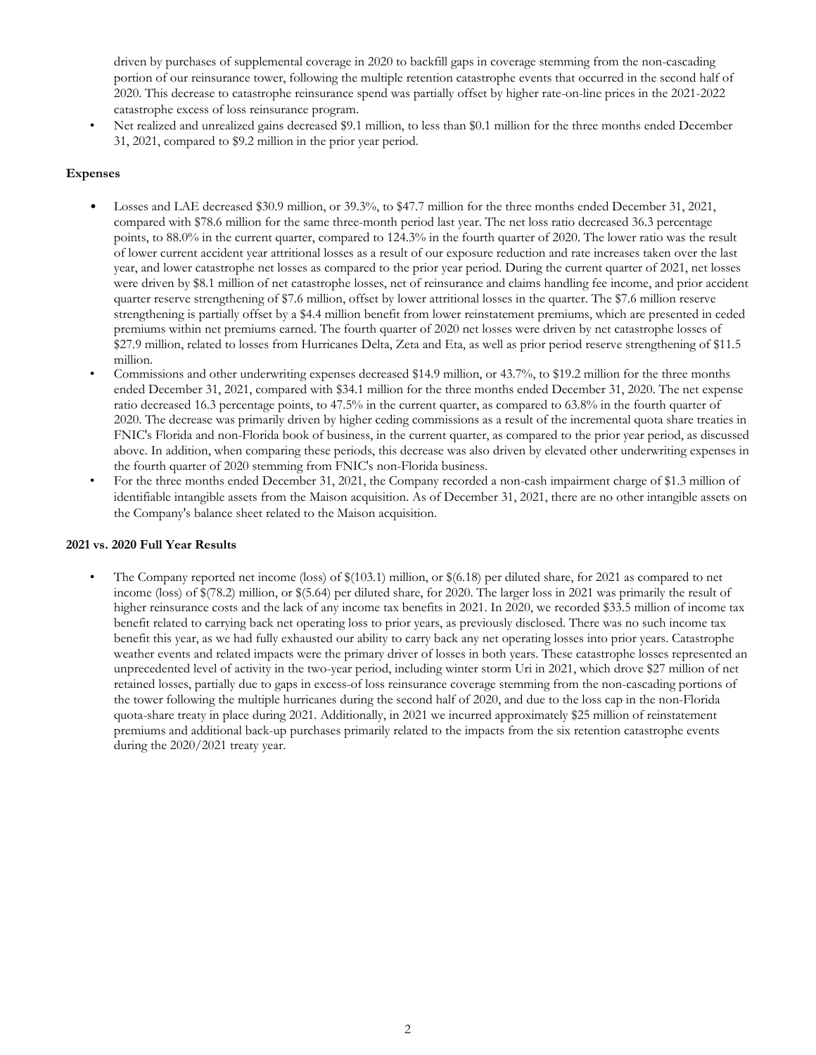driven by purchases of supplemental coverage in 2020 to backfill gaps in coverage stemming from the non-cascading portion of our reinsurance tower, following the multiple retention catastrophe events that occurred in the second half of 2020. This decrease to catastrophe reinsurance spend was partially offset by higher rate-on-line prices in the 2021-2022 catastrophe excess of loss reinsurance program.

- Net realized and unrealized gains decreased $9.1 million, to less than $0.1 million for the three months ended December 31, 2021, compared to $9.2 million in the prior year period.

**Expenses**

- Losses and LAE decreased $30.9 million, or 39.3%, to $47.7 million for the three months ended December 31, 2021, compared with $78.6 million for the same three-month period last year. The net loss ratio decreased 36.3 percentage points, to 88.0% in the current quarter, compared to 124.3% in the fourth quarter of 2020. The lower ratio was the result of lower current accident year attritional losses as a result of our exposure reduction and rate increases taken over the last year, and lower catastrophe net losses as compared to the prior year period. During the current quarter of 2021, net losses were driven by $8.1 million of net catastrophe losses, net of reinsurance and claims handling fee income, and prior accident quarter reserve strengthening of $7.6 million, offset by lower attritional losses in the quarter. The $7.6 million reserve strengthening is partially offset by a $4.4 million benefit from lower reinstatement premiums, which are presented in ceded premiums within net premiums earned. The fourth quarter of 2020 net losses were driven by net catastrophe losses of $27.9 million, related to losses from Hurricanes Delta, Zeta and Eta, as well as prior period reserve strengthening of $11.5 million.
- Commissions and other underwriting expenses decreased $14.9 million, or 43.7%, to $19.2 million for the three months ended December 31, 2021, compared with $34.1 million for the three months ended December 31, 2020. The net expense ratio decreased 16.3 percentage points, to 47.5% in the current quarter, as compared to 63.8% in the fourth quarter of 2020. The decrease was primarily driven by higher ceding commissions as a result of the incremental quota share treaties in FNIC's Florida and non-Florida book of business, in the current quarter, as compared to the prior year period, as discussed above. In addition, when comparing these periods, this decrease was also driven by elevated other underwriting expenses in the fourth quarter of 2020 stemming from FNIC's non-Florida business.
- For the three months ended December 31, 2021, the Company recorded a non-cash impairment charge of $1.3 million of identifiable intangible assets from the Maison acquisition. As of December 31, 2021, there are no other intangible assets on the Company's balance sheet related to the Maison acquisition.

**2021 vs. 2020 Full Year Results**

- The Company reported net income (loss) of $(103.1) million, or $(6.18) per diluted share, for 2021 as compared to net income (loss) of $(78.2) million, or $(5.64) per diluted share, for 2020. The larger loss in 2021 was primarily the result of higher reinsurance costs and the lack of any income tax benefits in 2021. In 2020, we recorded $33.5 million of income tax benefit related to carrying back net operating loss to prior years, as previously disclosed. There was no such income tax benefit this year, as we had fully exhausted our ability to carry back any net operating losses into prior years. Catastrophe weather events and related impacts were the primary driver of losses in both years. These catastrophe losses represented an unprecedented level of activity in the two-year period, including winter storm Uri in 2021, which drove $27 million of net retained losses, partially due to gaps in excess-of loss reinsurance coverage stemming from the non-cascading portions of the tower following the multiple hurricanes during the second half of 2020, and due to the loss cap in the non-Florida quota-share treaty in place during 2021. Additionally, in 2021 we incurred approximately $25 million of reinstatement premiums and additional back-up purchases primarily related to the impacts from the six retention catastrophe events during the 2020/2021 treaty year.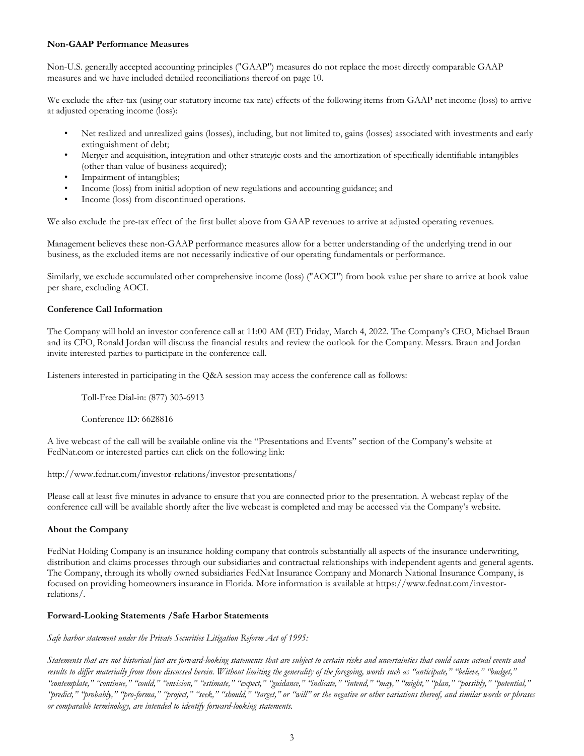**Non-GAAP Performance Measures**

Non-U.S. generally accepted accounting principles ("GAAP") measures do not replace the most directly comparable GAAP measures and we have included detailed reconciliations thereof on page 10.

We exclude the after-tax (using our statutory income tax rate) effects of the following items from GAAP net income (loss) to arrive at adjusted operating income (loss):

- Net realized and unrealized gains (losses), including, but not limited to, gains (losses) associated with investments and early extinguishment of debt;
- Merger and acquisition, integration and other strategic costs and the amortization of specifically identifiable intangibles (other than value of business acquired);
- Impairment of intangibles;
- Income (loss) from initial adoption of new regulations and accounting guidance; and
- Income (loss) from discontinued operations.

We also exclude the pre-tax effect of the first bullet above from GAAP revenues to arrive at adjusted operating revenues.

Management believes these non-GAAP performance measures allow for a better understanding of the underlying trend in our business, as the excluded items are not necessarily indicative of our operating fundamentals or performance.

Similarly, we exclude accumulated other comprehensive income (loss) ("AOCI") from book value per share to arrive at book value per share, excluding AOCI.

**Conference Call Information**

The Company will hold an investor conference call at 11:00 AM (ET) Friday, March 4, 2022. The Company's CEO, Michael Braun and its CFO, Ronald Jordan will discuss the financial results and review the outlook for the Company. Messrs. Braun and Jordan invite interested parties to participate in the conference call.

Listeners interested in participating in the Q&A session may access the conference call as follows:

Toll-Free Dial-in: (877) 303-6913

Conference ID: 6628816

A live webcast of the call will be available online via the "Presentations and Events" section of the Company's website at FedNat.com or interested parties can click on the following link:

http://www.fednat.com/investor-relations/investor-presentations/

Please call at least five minutes in advance to ensure that you are connected prior to the presentation. A webcast replay of the conference call will be available shortly after the live webcast is completed and may be accessed via the Company's website.

**About the Company**

FedNat Holding Company is an insurance holding company that controls substantially all aspects of the insurance underwriting, distribution and claims processes through our subsidiaries and contractual relationships with independent agents and general agents. The Company, through its wholly owned subsidiaries FedNat Insurance Company and Monarch National Insurance Company, is focused on providing homeowners insurance in Florida. More information is available at https://www.fednat.com/investor-relations/.

**Forward-Looking Statements /Safe Harbor Statements**

*Safe harbor statement under the Private Securities Litigation Reform Act of 1995:*

*Statements that are not historical fact are forward-looking statements that are subject to certain risks and uncertainties that could cause actual events and results to differ materially from those discussed herein. Without limiting the generality of the foregoing, words such as "anticipate," "believe," "budget," "contemplate," "continue," "could," "envision," "estimate," "expect," "guidance," "indicate," "intend," "may," "might," "plan," "possibly," "potential," "predict," "probably," "pro-forma," "project," "seek," "should," "target," or "will" or the negative or other variations thereof, and similar words or phrases or comparable terminology, are intended to identify forward-looking statements.*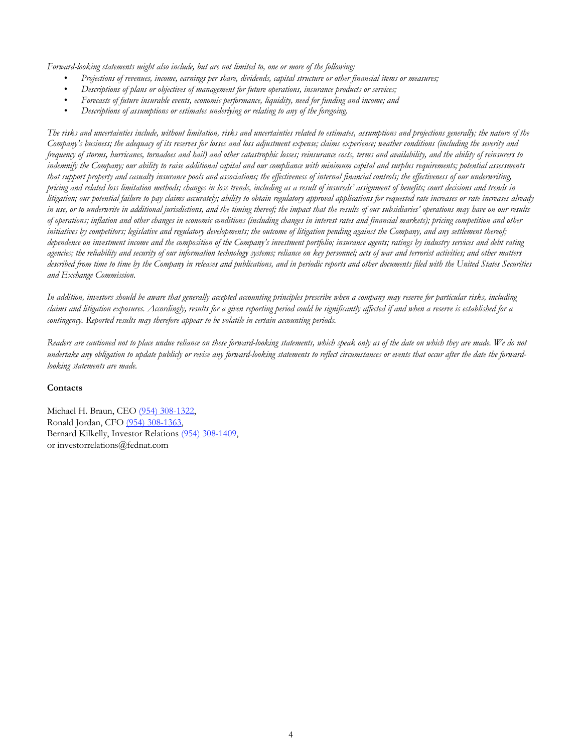*Forward-looking statements might also include, but are not limited to, one or more of the following:*

- *Projections of revenues, income, earnings per share, dividends, capital structure or other financial items or measures;*
- *Descriptions of plans or objectives of management for future operations, insurance products or services;*
- *Forecasts of future insurable events, economic performance, liquidity, need for funding and income; and*
- *Descriptions of assumptions or estimates underlying or relating to any of the foregoing.*

*The risks and uncertainties include, without limitation, risks and uncertainties related to estimates, assumptions and projections generally; the nature of the Company's business; the adequacy of its reserves for losses and loss adjustment expense; claims experience; weather conditions (including the severity and frequency of storms, hurricanes, tornadoes and hail) and other catastrophic losses; reinsurance costs, terms and availability, and the ability of reinsurers to indemnify the Company; our ability to raise additional capital and our compliance with minimum capital and surplus requirements; potential assessments that support property and casualty insurance pools and associations; the effectiveness of internal financial controls; the effectiveness of our underwriting, pricing and related loss limitation methods; changes in loss trends, including as a result of insureds' assignment of benefits; court decisions and trends in litigation; our potential failure to pay claims accurately; ability to obtain regulatory approval applications for requested rate increases or rate increases already in use, or to underwrite in additional jurisdictions, and the timing thereof; the impact that the results of our subsidiaries' operations may have on our results of operations; inflation and other changes in economic conditions (including changes in interest rates and financial markets); pricing competition and other initiatives by competitors; legislative and regulatory developments; the outcome of litigation pending against the Company, and any settlement thereof; dependence on investment income and the composition of the Company's investment portfolio; insurance agents; ratings by industry services and debt rating agencies; the reliability and security of our information technology systems; reliance on key personnel; acts of war and terrorist activities; and other matters described from time to time by the Company in releases and publications, and in periodic reports and other documents filed with the United States Securities and Exchange Commission.*

*In addition, investors should be aware that generally accepted accounting principles prescribe when a company may reserve for particular risks, including claims and litigation exposures. Accordingly, results for a given reporting period could be significantly affected if and when a reserve is established for a contingency. Reported results may therefore appear to be volatile in certain accounting periods.*

*Readers are cautioned not to place undue reliance on these forward-looking statements, which speak only as of the date on which they are made. We do not undertake any obligation to update publicly or revise any forward-looking statements to reflect circumstances or events that occur after the date the forward-looking statements are made.*

**Contacts**

Michael H. Braun, CEO (954) 308-1322,
Ronald Jordan, CFO (954) 308-1363,
Bernard Kilkelly, Investor Relations (954) 308-1409,
or investorrelations@fednat.com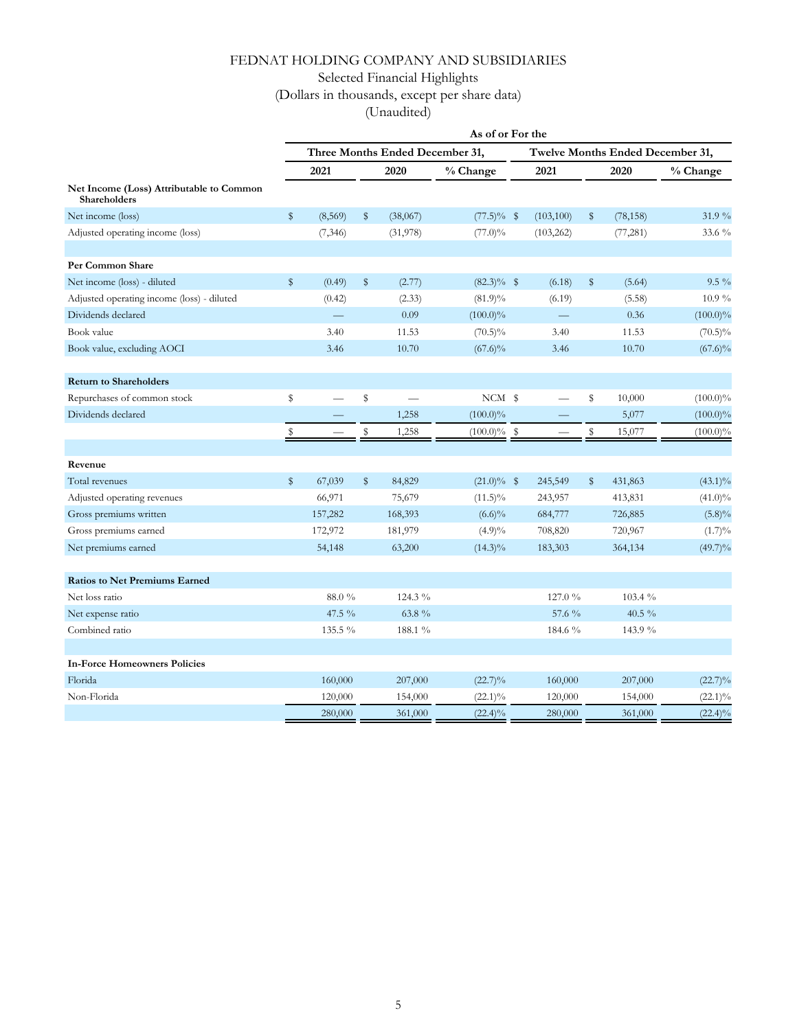# FEDNAT HOLDING COMPANY AND SUBSIDIARIES

Selected Financial Highlights

(Dollars in thousands, except per share data)

(Unaudited)

| | As of or For the | | | | | |
|---|---|---|---|---|---|---|
| | Three Months Ended December 31, | | | Twelve Months Ended December 31, | | |
| | 2021 | 2020 | % Change | 2021 | 2020 | % Change |
| **Net Income (Loss) Attributable to Common Shareholders** | | | | | | |
| Net income (loss) | $ (8,569) | $ (38,067) | (77.5)% | $ (103,100) | $ (78,158) | 31.9 % |
| Adjusted operating income (loss) | (7,346) | (31,978) | (77.0)% | (103,262) | (77,281) | 33.6 % |
| | | | | | | |
| **Per Common Share** | | | | | | |
| Net income (loss) - diluted | $ (0.49) | $ (2.77) | (82.3)% | $ (6.18) | $ (5.64) | 9.5 % |
| Adjusted operating income (loss) - diluted | (0.42) | (2.33) | (81.9)% | (6.19) | (5.58) | 10.9 % |
| Dividends declared | — | 0.09 | (100.0)% | — | 0.36 | (100.0)% |
| Book value | 3.40 | 11.53 | (70.5)% | 3.40 | 11.53 | (70.5)% |
| Book value, excluding AOCI | 3.46 | 10.70 | (67.6)% | 3.46 | 10.70 | (67.6)% |
| | | | | | | |
| **Return to Shareholders** | | | | | | |
| Repurchases of common stock | $ — | $ — | NCM | $ — | $ 10,000 | (100.0)% |
| Dividends declared | — | 1,258 | (100.0)% | — | 5,077 | (100.0)% |
| | $ — | $ 1,258 | (100.0)% | $ — | $ 15,077 | (100.0)% |
| | | | | | | |
| **Revenue** | | | | | | |
| Total revenues | $ 67,039 | $ 84,829 | (21.0)% | $ 245,549 | $ 431,863 | (43.1)% |
| Adjusted operating revenues | 66,971 | 75,679 | (11.5)% | 243,957 | 413,831 | (41.0)% |
| Gross premiums written | 157,282 | 168,393 | (6.6)% | 684,777 | 726,885 | (5.8)% |
| Gross premiums earned | 172,972 | 181,979 | (4.9)% | 708,820 | 720,967 | (1.7)% |
| Net premiums earned | 54,148 | 63,200 | (14.3)% | 183,303 | 364,134 | (49.7)% |
| | | | | | | |
| **Ratios to Net Premiums Earned** | | | | | | |
| Net loss ratio | 88.0 % | 124.3 % | | 127.0 % | 103.4 % | |
| Net expense ratio | 47.5 % | 63.8 % | | 57.6 % | 40.5 % | |
| Combined ratio | 135.5 % | 188.1 % | | 184.6 % | 143.9 % | |
| | | | | | | |
| **In-Force Homeowners Policies** | | | | | | |
| Florida | 160,000 | 207,000 | (22.7)% | 160,000 | 207,000 | (22.7)% |
| Non-Florida | 120,000 | 154,000 | (22.1)% | 120,000 | 154,000 | (22.1)% |
| | 280,000 | 361,000 | (22.4)% | 280,000 | 361,000 | (22.4)% |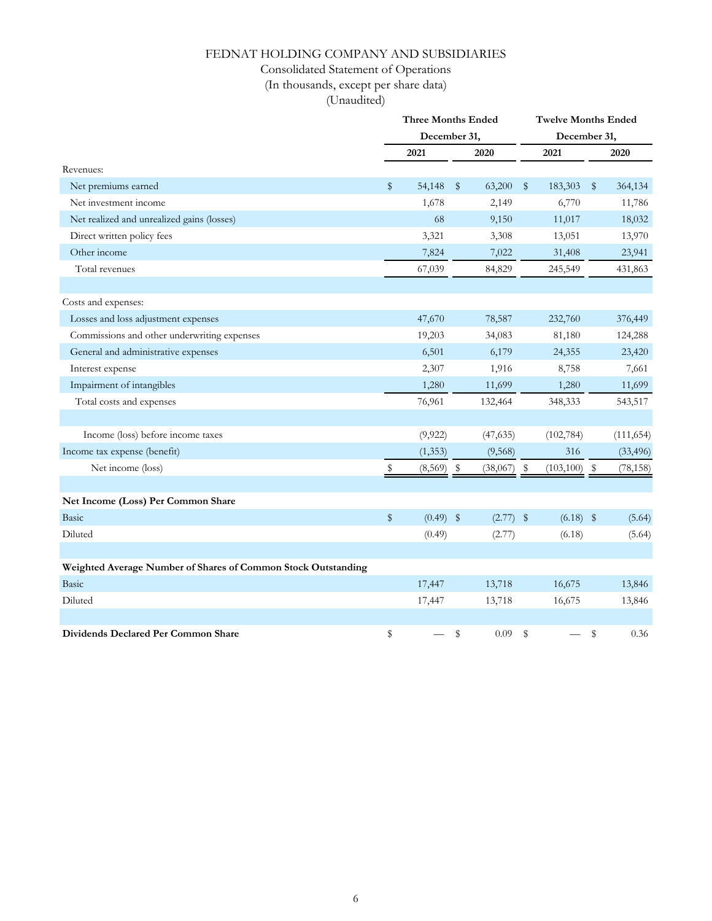# FEDNAT HOLDING COMPANY AND SUBSIDIARIES

Consolidated Statement of Operations

(In thousands, except per share data)

(Unaudited)

| | Three Months Ended December 31, | | Twelve Months Ended December 31, | |
|---|---|---|---|---|
| | 2021 | 2020 | 2021 | 2020 |
| Revenues: | | | | |
| Net premiums earned | $ 54,148 | $ 63,200 | $ 183,303 | $ 364,134 |
| Net investment income | 1,678 | 2,149 | 6,770 | 11,786 |
| Net realized and unrealized gains (losses) | 68 | 9,150 | 11,017 | 18,032 |
| Direct written policy fees | 3,321 | 3,308 | 13,051 | 13,970 |
| Other income | 7,824 | 7,022 | 31,408 | 23,941 |
| Total revenues | 67,039 | 84,829 | 245,549 | 431,863 |
| | | | | |
| Costs and expenses: | | | | |
| Losses and loss adjustment expenses | 47,670 | 78,587 | 232,760 | 376,449 |
| Commissions and other underwriting expenses | 19,203 | 34,083 | 81,180 | 124,288 |
| General and administrative expenses | 6,501 | 6,179 | 24,355 | 23,420 |
| Interest expense | 2,307 | 1,916 | 8,758 | 7,661 |
| Impairment of intangibles | 1,280 | 11,699 | 1,280 | 11,699 |
| Total costs and expenses | 76,961 | 132,464 | 348,333 | 543,517 |
| | | | | |
| Income (loss) before income taxes | (9,922) | (47,635) | (102,784) | (111,654) |
| Income tax expense (benefit) | (1,353) | (9,568) | 316 | (33,496) |
| Net income (loss) | $ (8,569) | $ (38,067) | $ (103,100) | $ (78,158) |
| | | | | |
| **Net Income (Loss) Per Common Share** | | | | |
| Basic | $ (0.49) | $ (2.77) | $ (6.18) | $ (5.64) |
| Diluted | (0.49) | (2.77) | (6.18) | (5.64) |
| | | | | |
| **Weighted Average Number of Shares of Common Stock Outstanding** | | | | |
| Basic | 17,447 | 13,718 | 16,675 | 13,846 |
| Diluted | 17,447 | 13,718 | 16,675 | 13,846 |
| | | | | |
| **Dividends Declared Per Common Share** | $ — | $ 0.09 | $ — | $ 0.36 |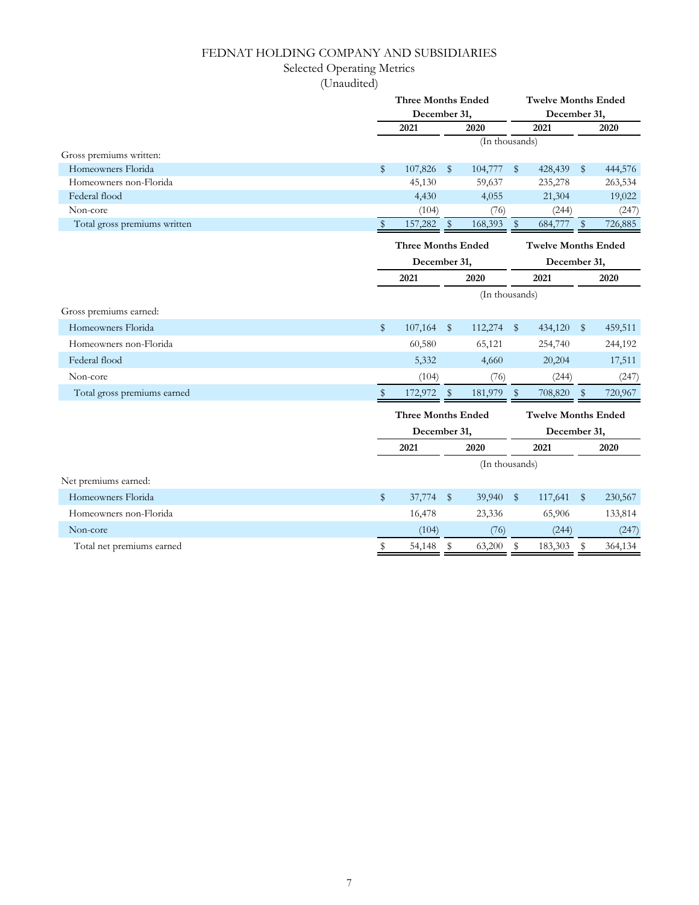# FEDNAT HOLDING COMPANY AND SUBSIDIARIES

## Selected Operating Metrics

(Unaudited)

| | Three Months Ended December 31, | | Twelve Months Ended December 31, | |
|---|---|---|---|---|
| | 2021 | 2020 | 2021 | 2020 |
| | (In thousands) | | | |
| Gross premiums written: | | | | |
| Homeowners Florida | $ 107,826 | $ 104,777 | $ 428,439 | $ 444,576 |
| Homeowners non-Florida | 45,130 | 59,637 | 235,278 | 263,534 |
| Federal flood | 4,430 | 4,055 | 21,304 | 19,022 |
| Non-core | (104) | (76) | (244) | (247) |
| Total gross premiums written | $ 157,282 | $ 168,393 | $ 684,777 | $ 726,885 |

| | Three Months Ended December 31, | | Twelve Months Ended December 31, | |
|---|---|---|---|---|
| | 2021 | 2020 | 2021 | 2020 |
| | (In thousands) | | | |
| Gross premiums earned: | | | | |
| Homeowners Florida | $ 107,164 | $ 112,274 | $ 434,120 | $ 459,511 |
| Homeowners non-Florida | 60,580 | 65,121 | 254,740 | 244,192 |
| Federal flood | 5,332 | 4,660 | 20,204 | 17,511 |
| Non-core | (104) | (76) | (244) | (247) |
| Total gross premiums earned | $ 172,972 | $ 181,979 | $ 708,820 | $ 720,967 |

| | Three Months Ended December 31, | | Twelve Months Ended December 31, | |
|---|---|---|---|---|
| | 2021 | 2020 | 2021 | 2020 |
| | (In thousands) | | | |
| Net premiums earned: | | | | |
| Homeowners Florida | $ 37,774 | $ 39,940 | $ 117,641 | $ 230,567 |
| Homeowners non-Florida | 16,478 | 23,336 | 65,906 | 133,814 |
| Non-core | (104) | (76) | (244) | (247) |
| Total net premiums earned | $ 54,148 | $ 63,200 | $ 183,303 | $ 364,134 |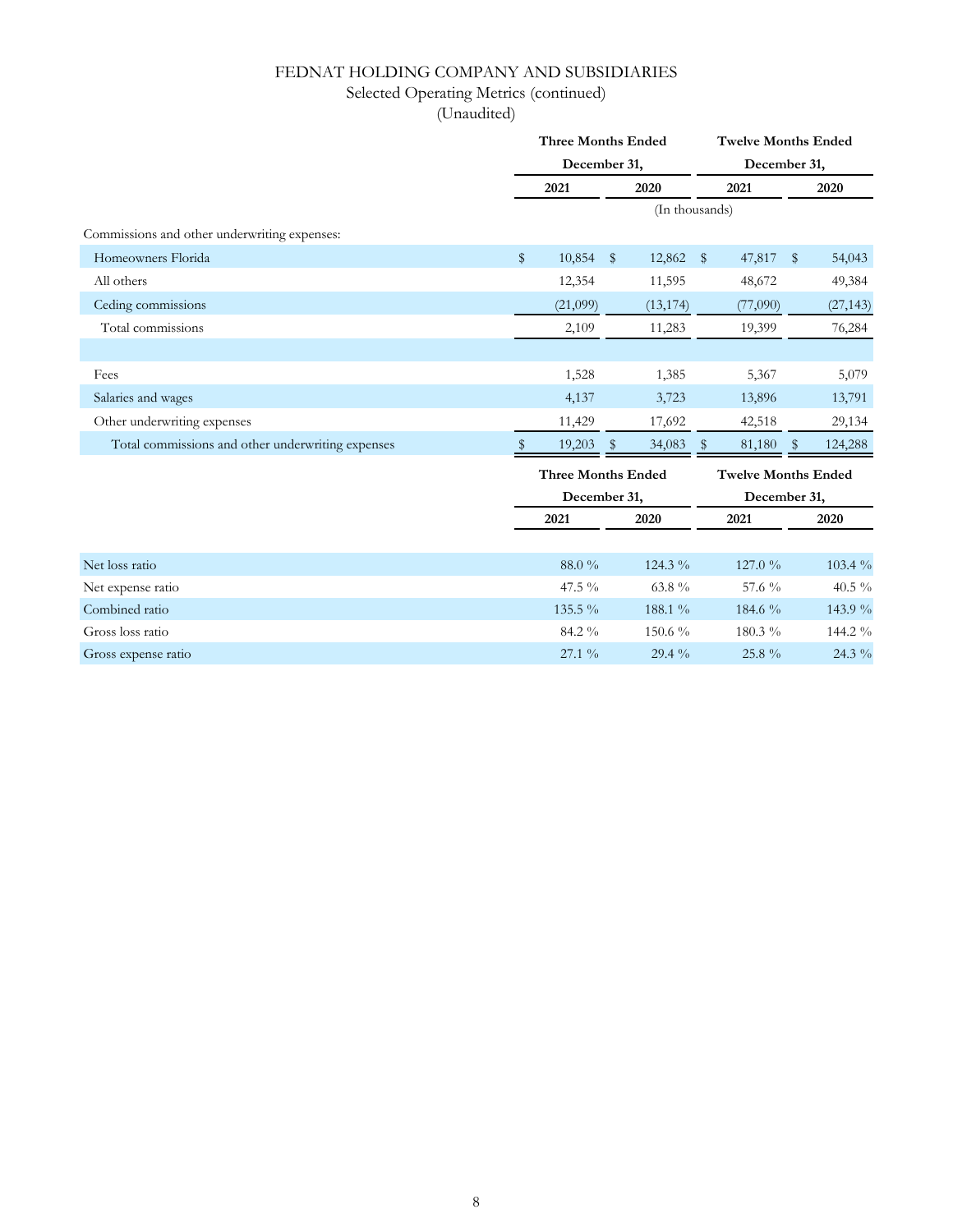# FEDNAT HOLDING COMPANY AND SUBSIDIARIES

Selected Operating Metrics (continued)
(Unaudited)

| | Three Months Ended December 31, | | Twelve Months Ended December 31, | |
|---|---|---|---|---|
| | 2021 | 2020 | 2021 | 2020 |
| | (In thousands) | | | |
| Commissions and other underwriting expenses: | | | | |
| Homeowners Florida | $ 10,854 | $ 12,862 | $ 47,817 | $ 54,043 |
| All others | 12,354 | 11,595 | 48,672 | 49,384 |
| Ceding commissions | (21,099) | (13,174) | (77,090) | (27,143) |
| Total commissions | 2,109 | 11,283 | 19,399 | 76,284 |
| | | | | |
| Fees | 1,528 | 1,385 | 5,367 | 5,079 |
| Salaries and wages | 4,137 | 3,723 | 13,896 | 13,791 |
| Other underwriting expenses | 11,429 | 17,692 | 42,518 | 29,134 |
| Total commissions and other underwriting expenses | $ 19,203 | $ 34,083 | $ 81,180 | $ 124,288 |

| | Three Months Ended December 31, | | Twelve Months Ended December 31, | |
|---|---|---|---|---|
| | 2021 | 2020 | 2021 | 2020 |
| Net loss ratio | 88.0 % | 124.3 % | 127.0 % | 103.4 % |
| Net expense ratio | 47.5 % | 63.8 % | 57.6 % | 40.5 % |
| Combined ratio | 135.5 % | 188.1 % | 184.6 % | 143.9 % |
| Gross loss ratio | 84.2 % | 150.6 % | 180.3 % | 144.2 % |
| Gross expense ratio | 27.1 % | 29.4 % | 25.8 % | 24.3 % |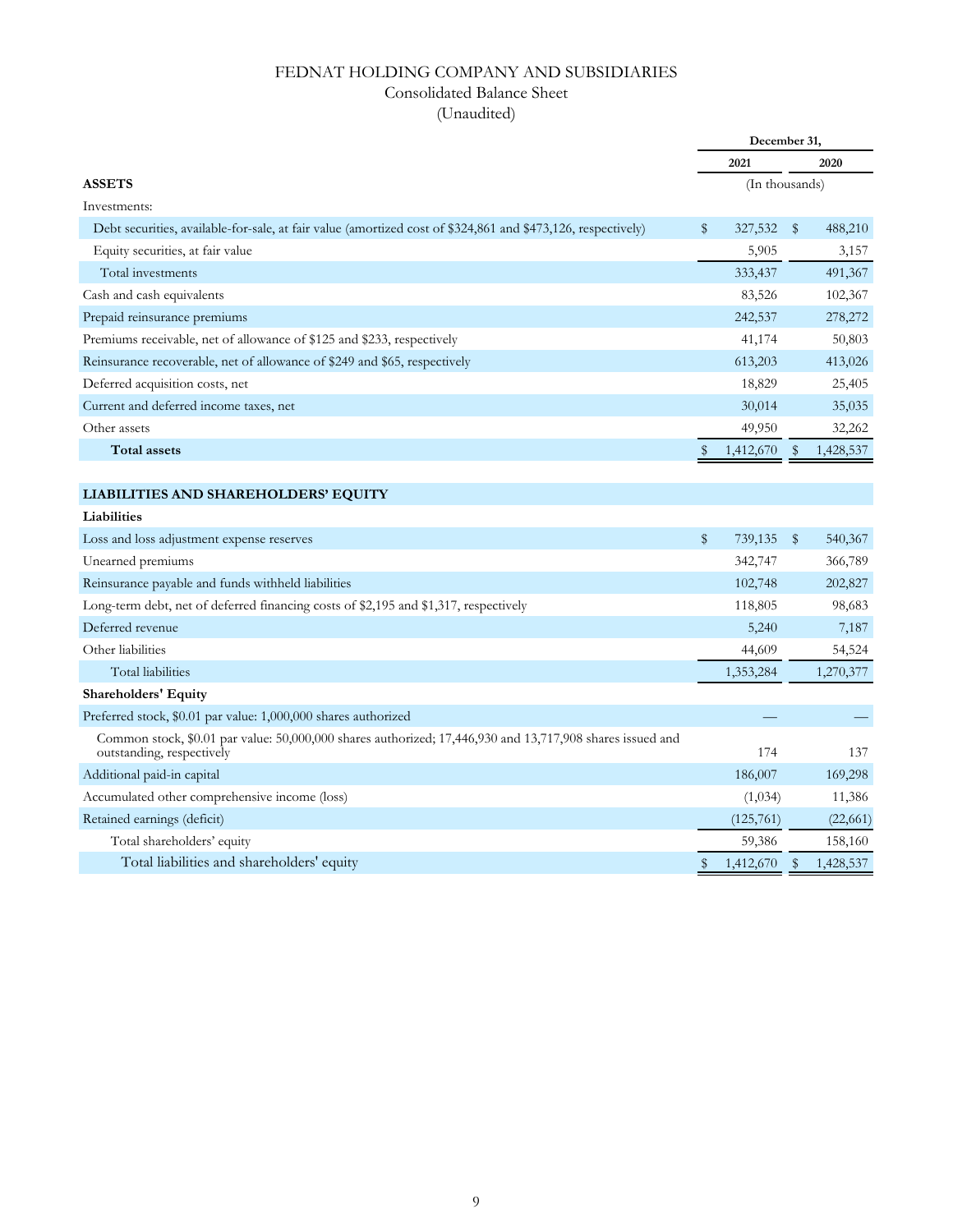# FEDNAT HOLDING COMPANY AND SUBSIDIARIES

Consolidated Balance Sheet

(Unaudited)

| | December 31, 2021 | December 31, 2020 |
|---|---|---|
| | (In thousands) | |
| **ASSETS** | | |
| Investments: | | |
| Debt securities, available-for-sale, at fair value (amortized cost of $324,861 and $473,126, respectively) | $ 327,532 | $ 488,210 |
| Equity securities, at fair value | 5,905 | 3,157 |
| Total investments | 333,437 | 491,367 |
| Cash and cash equivalents | 83,526 | 102,367 |
| Prepaid reinsurance premiums | 242,537 | 278,272 |
| Premiums receivable, net of allowance of $125 and $233, respectively | 41,174 | 50,803 |
| Reinsurance recoverable, net of allowance of $249 and $65, respectively | 613,203 | 413,026 |
| Deferred acquisition costs, net | 18,829 | 25,405 |
| Current and deferred income taxes, net | 30,014 | 35,035 |
| Other assets | 49,950 | 32,262 |
| **Total assets** | $ 1,412,670 | $ 1,428,537 |
| | | |
| **LIABILITIES AND SHAREHOLDERS' EQUITY** | | |
| **Liabilities** | | |
| Loss and loss adjustment expense reserves | $ 739,135 | $ 540,367 |
| Unearned premiums | 342,747 | 366,789 |
| Reinsurance payable and funds withheld liabilities | 102,748 | 202,827 |
| Long-term debt, net of deferred financing costs of $2,195 and $1,317, respectively | 118,805 | 98,683 |
| Deferred revenue | 5,240 | 7,187 |
| Other liabilities | 44,609 | 54,524 |
| Total liabilities | 1,353,284 | 1,270,377 |
| **Shareholders' Equity** | | |
| Preferred stock, $0.01 par value: 1,000,000 shares authorized | — | — |
| Common stock, $0.01 par value: 50,000,000 shares authorized; 17,446,930 and 13,717,908 shares issued and outstanding, respectively | 174 | 137 |
| Additional paid-in capital | 186,007 | 169,298 |
| Accumulated other comprehensive income (loss) | (1,034) | 11,386 |
| Retained earnings (deficit) | (125,761) | (22,661) |
| Total shareholders' equity | 59,386 | 158,160 |
| Total liabilities and shareholders' equity | $ 1,412,670 | $ 1,428,537 |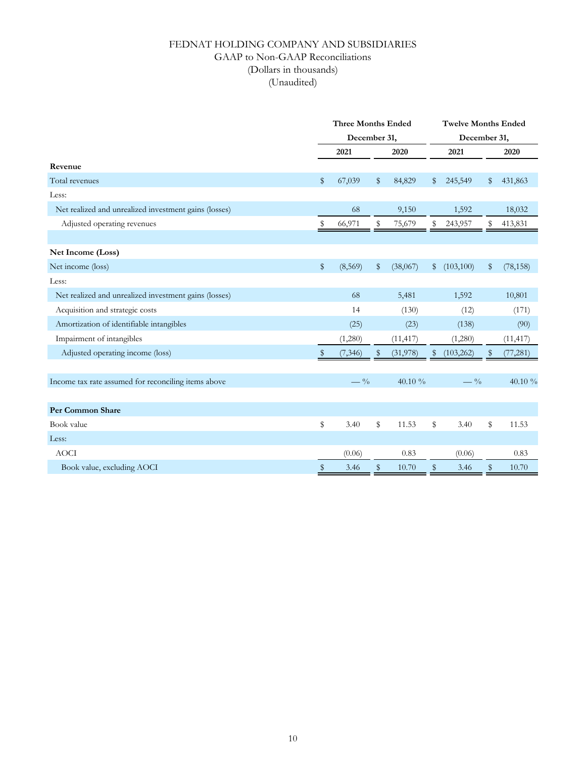FEDNAT HOLDING COMPANY AND SUBSIDIARIES
GAAP to Non-GAAP Reconciliations
(Dollars in thousands)
(Unaudited)

| | Three Months Ended December 31, | | Twelve Months Ended December 31, | |
|---|---|---|---|---|
| | 2021 | 2020 | 2021 | 2020 |
| **Revenue** | | | | |
| Total revenues | $ 67,039 | $ 84,829 | $ 245,549 | $ 431,863 |
| Less: | | | | |
| Net realized and unrealized investment gains (losses) | 68 | 9,150 | 1,592 | 18,032 |
| Adjusted operating revenues | $ 66,971 | $ 75,679 | $ 243,957 | $ 413,831 |
| | | | | |
| **Net Income (Loss)** | | | | |
| Net income (loss) | $ (8,569) | $ (38,067) | $ (103,100) | $ (78,158) |
| Less: | | | | |
| Net realized and unrealized investment gains (losses) | 68 | 5,481 | 1,592 | 10,801 |
| Acquisition and strategic costs | 14 | (130) | (12) | (171) |
| Amortization of identifiable intangibles | (25) | (23) | (138) | (90) |
| Impairment of intangibles | (1,280) | (11,417) | (1,280) | (11,417) |
| Adjusted operating income (loss) | $ (7,346) | $ (31,978) | $ (103,262) | $ (77,281) |
| | | | | |
| Income tax rate assumed for reconciling items above | — % | 40.10 % | — % | 40.10 % |
| | | | | |
| **Per Common Share** | | | | |
| Book value | $ 3.40 | $ 11.53 | $ 3.40 | $ 11.53 |
| Less: | | | | |
| AOCI | (0.06) | 0.83 | (0.06) | 0.83 |
| Book value, excluding AOCI | $ 3.46 | $ 10.70 | $ 3.46 | $ 10.70 |